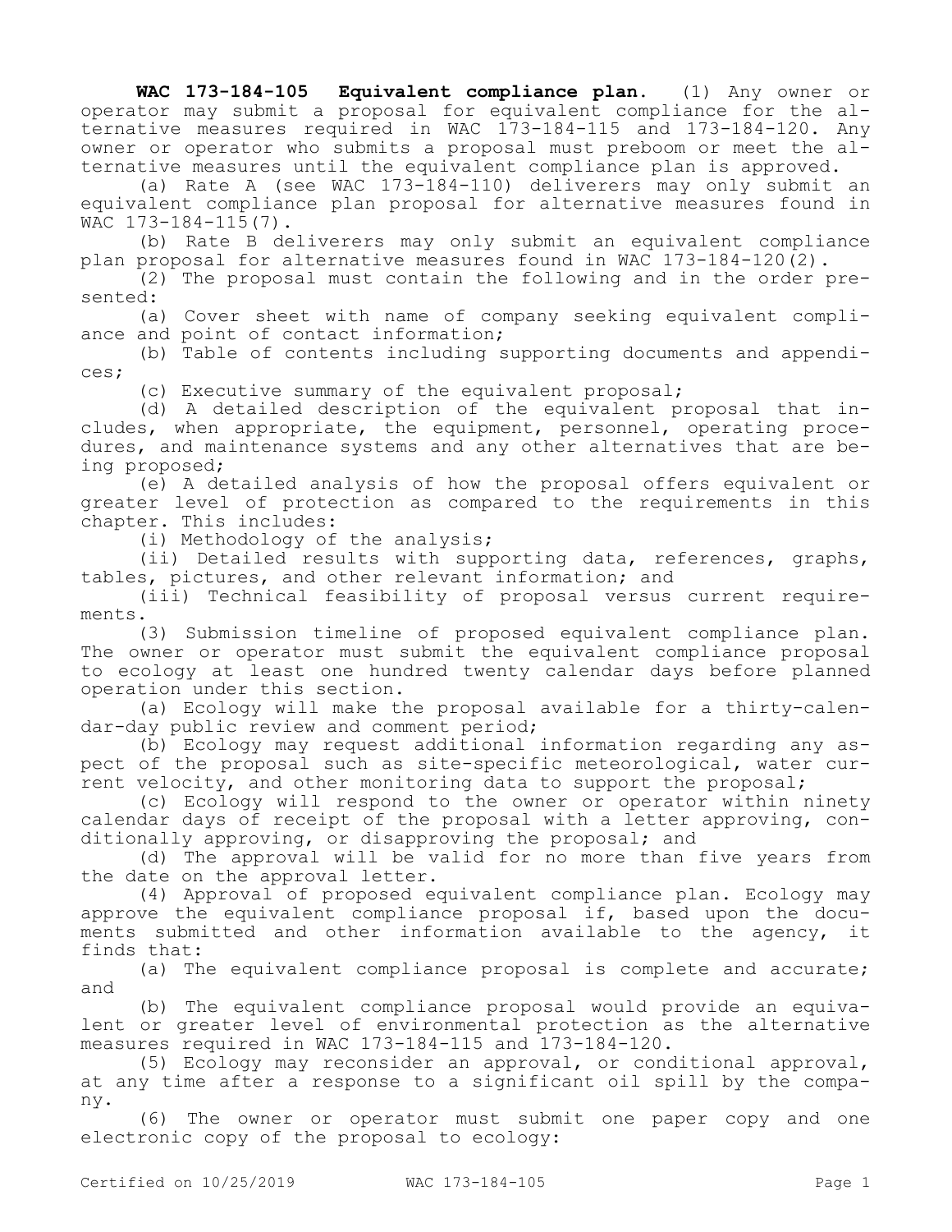**WAC 173-184-105 Equivalent compliance plan.** (1) Any owner or operator may submit a proposal for equivalent compliance for the alternative measures required in WAC 173-184-115 and 173-184-120. Any owner or operator who submits a proposal must preboom or meet the alternative measures until the equivalent compliance plan is approved.

(a) Rate A (see WAC 173-184-110) deliverers may only submit an equivalent compliance plan proposal for alternative measures found in WAC 173-184-115(7).

(b) Rate B deliverers may only submit an equivalent compliance plan proposal for alternative measures found in WAC 173-184-120(2).

(2) The proposal must contain the following and in the order presented:

(a) Cover sheet with name of company seeking equivalent compliance and point of contact information;

(b) Table of contents including supporting documents and appendices;

(c) Executive summary of the equivalent proposal;

(d) A detailed description of the equivalent proposal that includes, when appropriate, the equipment, personnel, operating procedures, and maintenance systems and any other alternatives that are being proposed;

(e) A detailed analysis of how the proposal offers equivalent or greater level of protection as compared to the requirements in this chapter. This includes:

(i) Methodology of the analysis;

(ii) Detailed results with supporting data, references, graphs, tables, pictures, and other relevant information; and

(iii) Technical feasibility of proposal versus current requirements.

(3) Submission timeline of proposed equivalent compliance plan. The owner or operator must submit the equivalent compliance proposal to ecology at least one hundred twenty calendar days before planned operation under this section.

(a) Ecology will make the proposal available for a thirty-calendar-day public review and comment period;

(b) Ecology may request additional information regarding any aspect of the proposal such as site-specific meteorological, water current velocity, and other monitoring data to support the proposal;

(c) Ecology will respond to the owner or operator within ninety calendar days of receipt of the proposal with a letter approving, conditionally approving, or disapproving the proposal; and

(d) The approval will be valid for no more than five years from the date on the approval letter.

(4) Approval of proposed equivalent compliance plan. Ecology may approve the equivalent compliance proposal if, based upon the documents submitted and other information available to the agency, it finds that:

(a) The equivalent compliance proposal is complete and accurate; and

(b) The equivalent compliance proposal would provide an equivalent or greater level of environmental protection as the alternative measures required in WAC 173-184-115 and 173-184-120.

(5) Ecology may reconsider an approval, or conditional approval, at any time after a response to a significant oil spill by the company.

(6) The owner or operator must submit one paper copy and one electronic copy of the proposal to ecology: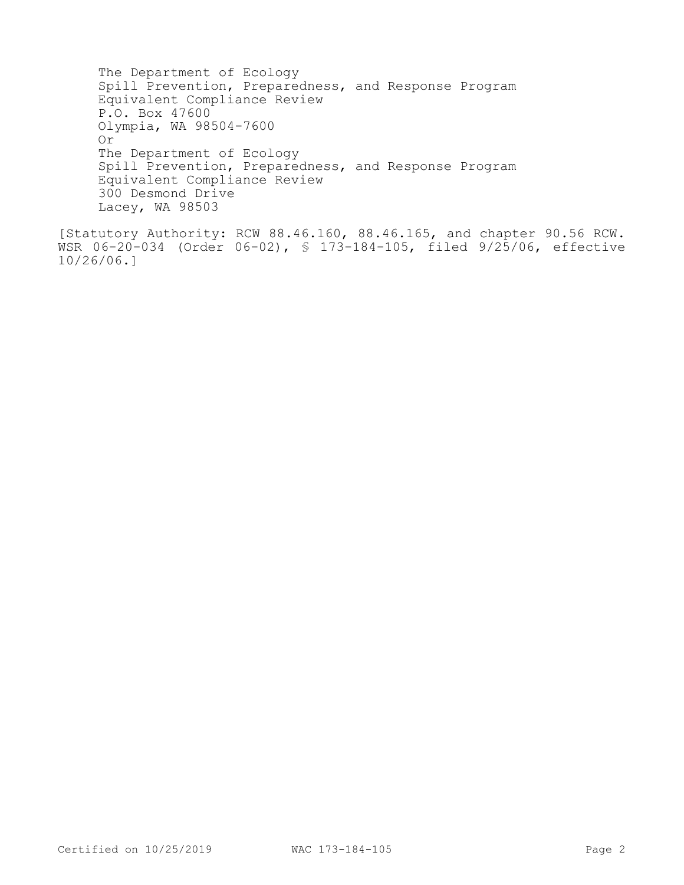The Department of Ecology
Spill Prevention, Preparedness, and Response Program
Equivalent Compliance Review
P.O. Box 47600
Olympia, WA 98504-7600
Or
The Department of Ecology
Spill Prevention, Preparedness, and Response Program
Equivalent Compliance Review
300 Desmond Drive
Lacey, WA 98503

[Statutory Authority: RCW 88.46.160, 88.46.165, and chapter 90.56 RCW. WSR 06-20-034 (Order 06-02), § 173-184-105, filed 9/25/06, effective 10/26/06.]